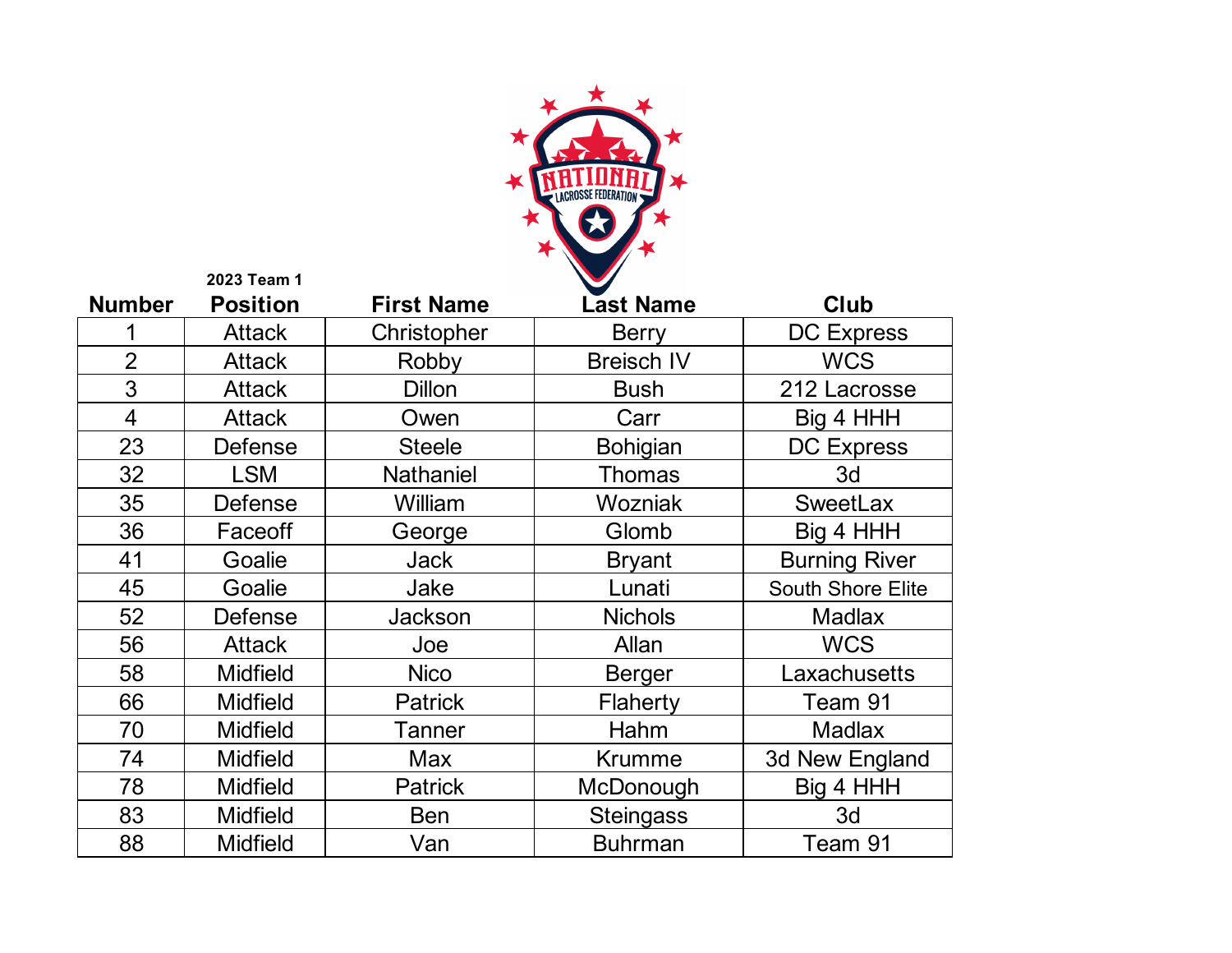**2023 Team 1**

| Number | Position | First Name | Last Name | Club |
|---|---|---|---|---|
| 1 | Attack | Christopher | Berry | DC Express |
| 2 | Attack | Robby | Breisch IV | WCS |
| 3 | Attack | Dillon | Bush | 212 Lacrosse |
| 4 | Attack | Owen | Carr | Big 4 HHH |
| 23 | Defense | Steele | Bohigian | DC Express |
| 32 | LSM | Nathaniel | Thomas | 3d |
| 35 | Defense | William | Wozniak | SweetLax |
| 36 | Faceoff | George | Glomb | Big 4 HHH |
| 41 | Goalie | Jack | Bryant | Burning River |
| 45 | Goalie | Jake | Lunati | South Shore Elite |
| 52 | Defense | Jackson | Nichols | Madlax |
| 56 | Attack | Joe | Allan | WCS |
| 58 | Midfield | Nico | Berger | Laxachusetts |
| 66 | Midfield | Patrick | Flaherty | Team 91 |
| 70 | Midfield | Tanner | Hahm | Madlax |
| 74 | Midfield | Max | Krumme | 3d New England |
| 78 | Midfield | Patrick | McDonough | Big 4 HHH |
| 83 | Midfield | Ben | Steingass | 3d |
| 88 | Midfield | Van | Buhrman | Team 91 |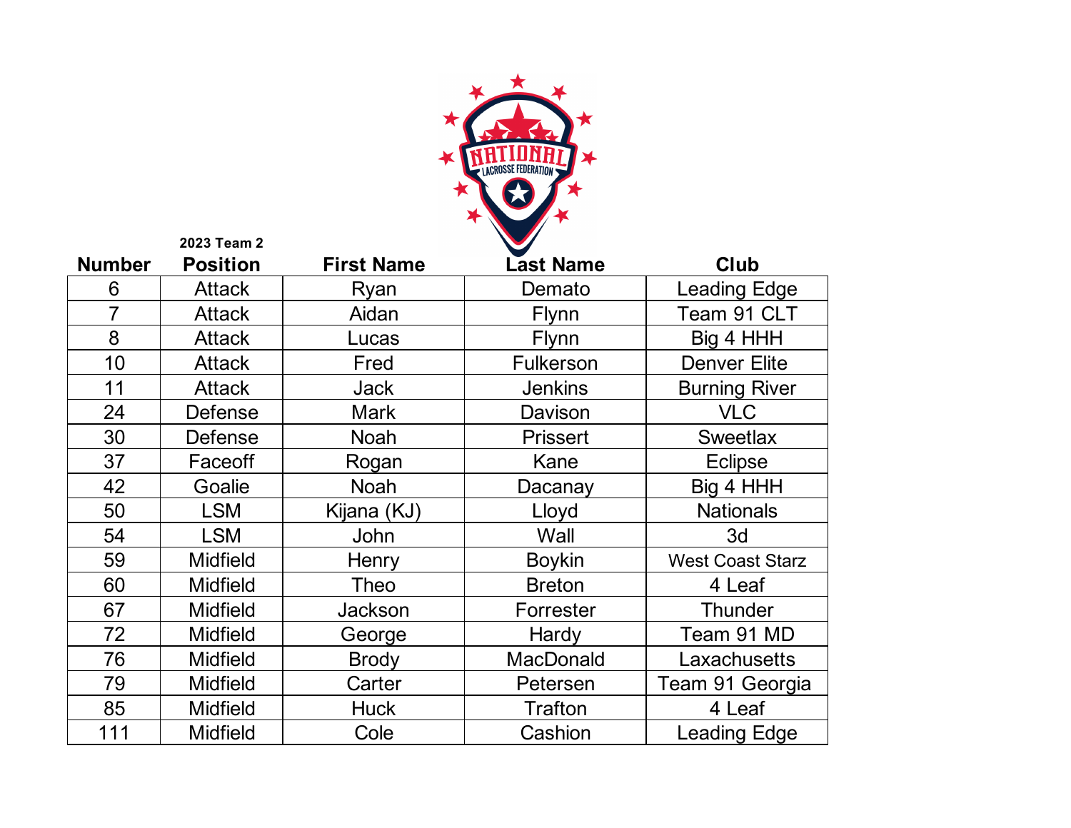2023 Team 2

| Number | Position | First Name | Last Name | Club |
|---|---|---|---|---|
| 6 | Attack | Ryan | Demato | Leading Edge |
| 7 | Attack | Aidan | Flynn | Team 91 CLT |
| 8 | Attack | Lucas | Flynn | Big 4 HHH |
| 10 | Attack | Fred | Fulkerson | Denver Elite |
| 11 | Attack | Jack | Jenkins | Burning River |
| 24 | Defense | Mark | Davison | VLC |
| 30 | Defense | Noah | Prissert | Sweetlax |
| 37 | Faceoff | Rogan | Kane | Eclipse |
| 42 | Goalie | Noah | Dacanay | Big 4 HHH |
| 50 | LSM | Kijana (KJ) | Lloyd | Nationals |
| 54 | LSM | John | Wall | 3d |
| 59 | Midfield | Henry | Boykin | West Coast Starz |
| 60 | Midfield | Theo | Breton | 4 Leaf |
| 67 | Midfield | Jackson | Forrester | Thunder |
| 72 | Midfield | George | Hardy | Team 91 MD |
| 76 | Midfield | Brody | MacDonald | Laxachusetts |
| 79 | Midfield | Carter | Petersen | Team 91 Georgia |
| 85 | Midfield | Huck | Trafton | 4 Leaf |
| 111 | Midfield | Cole | Cashion | Leading Edge |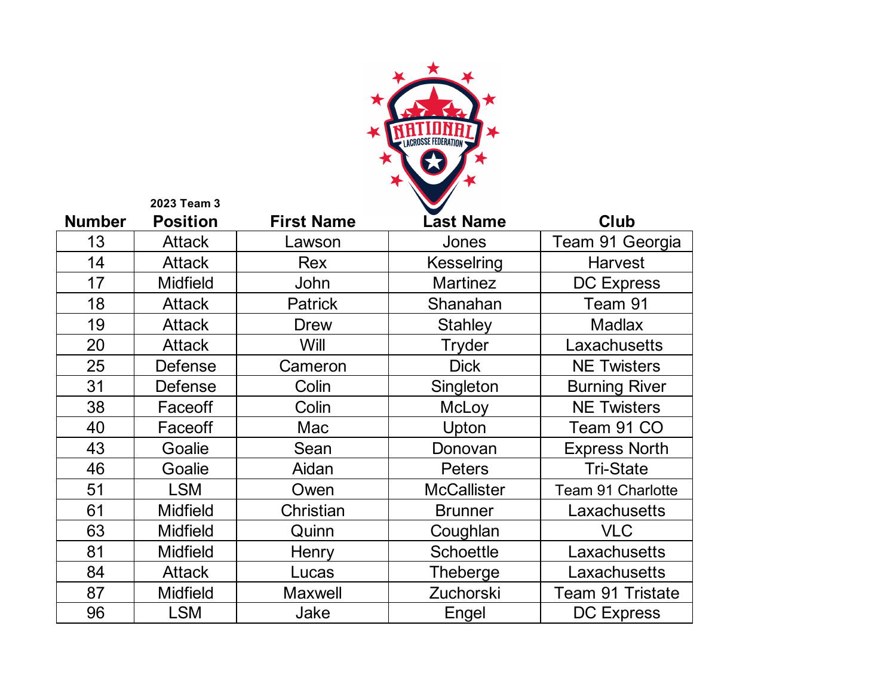2023 Team 3

| Number | Position | First Name | Last Name | Club |
|---|---|---|---|---|
| 13 | Attack | Lawson | Jones | Team 91 Georgia |
| 14 | Attack | Rex | Kesselring | Harvest |
| 17 | Midfield | John | Martinez | DC Express |
| 18 | Attack | Patrick | Shanahan | Team 91 |
| 19 | Attack | Drew | Stahley | Madlax |
| 20 | Attack | Will | Tryder | Laxachusetts |
| 25 | Defense | Cameron | Dick | NE Twisters |
| 31 | Defense | Colin | Singleton | Burning River |
| 38 | Faceoff | Colin | McLoy | NE Twisters |
| 40 | Faceoff | Mac | Upton | Team 91 CO |
| 43 | Goalie | Sean | Donovan | Express North |
| 46 | Goalie | Aidan | Peters | Tri-State |
| 51 | LSM | Owen | McCallister | Team 91 Charlotte |
| 61 | Midfield | Christian | Brunner | Laxachusetts |
| 63 | Midfield | Quinn | Coughlan | VLC |
| 81 | Midfield | Henry | Schoettle | Laxachusetts |
| 84 | Attack | Lucas | Theberge | Laxachusetts |
| 87 | Midfield | Maxwell | Zuchorski | Team 91 Tristate |
| 96 | LSM | Jake | Engel | DC Express |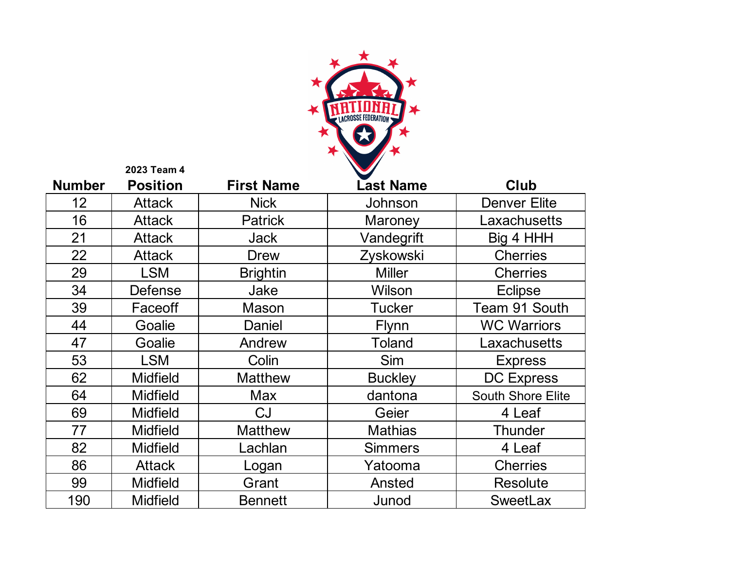NATIONAL LACROSSE FEDERATION

2023 Team 4

| Number | Position | First Name | Last Name | Club |
|---|---|---|---|---|
| 12 | Attack | Nick | Johnson | Denver Elite |
| 16 | Attack | Patrick | Maroney | Laxachusetts |
| 21 | Attack | Jack | Vandegrift | Big 4 HHH |
| 22 | Attack | Drew | Zyskowski | Cherries |
| 29 | LSM | Brightin | Miller | Cherries |
| 34 | Defense | Jake | Wilson | Eclipse |
| 39 | Faceoff | Mason | Tucker | Team 91 South |
| 44 | Goalie | Daniel | Flynn | WC Warriors |
| 47 | Goalie | Andrew | Toland | Laxachusetts |
| 53 | LSM | Colin | Sim | Express |
| 62 | Midfield | Matthew | Buckley | DC Express |
| 64 | Midfield | Max | dantona | South Shore Elite |
| 69 | Midfield | CJ | Geier | 4 Leaf |
| 77 | Midfield | Matthew | Mathias | Thunder |
| 82 | Midfield | Lachlan | Simmers | 4 Leaf |
| 86 | Attack | Logan | Yatooma | Cherries |
| 99 | Midfield | Grant | Ansted | Resolute |
| 190 | Midfield | Bennett | Junod | SweetLax |